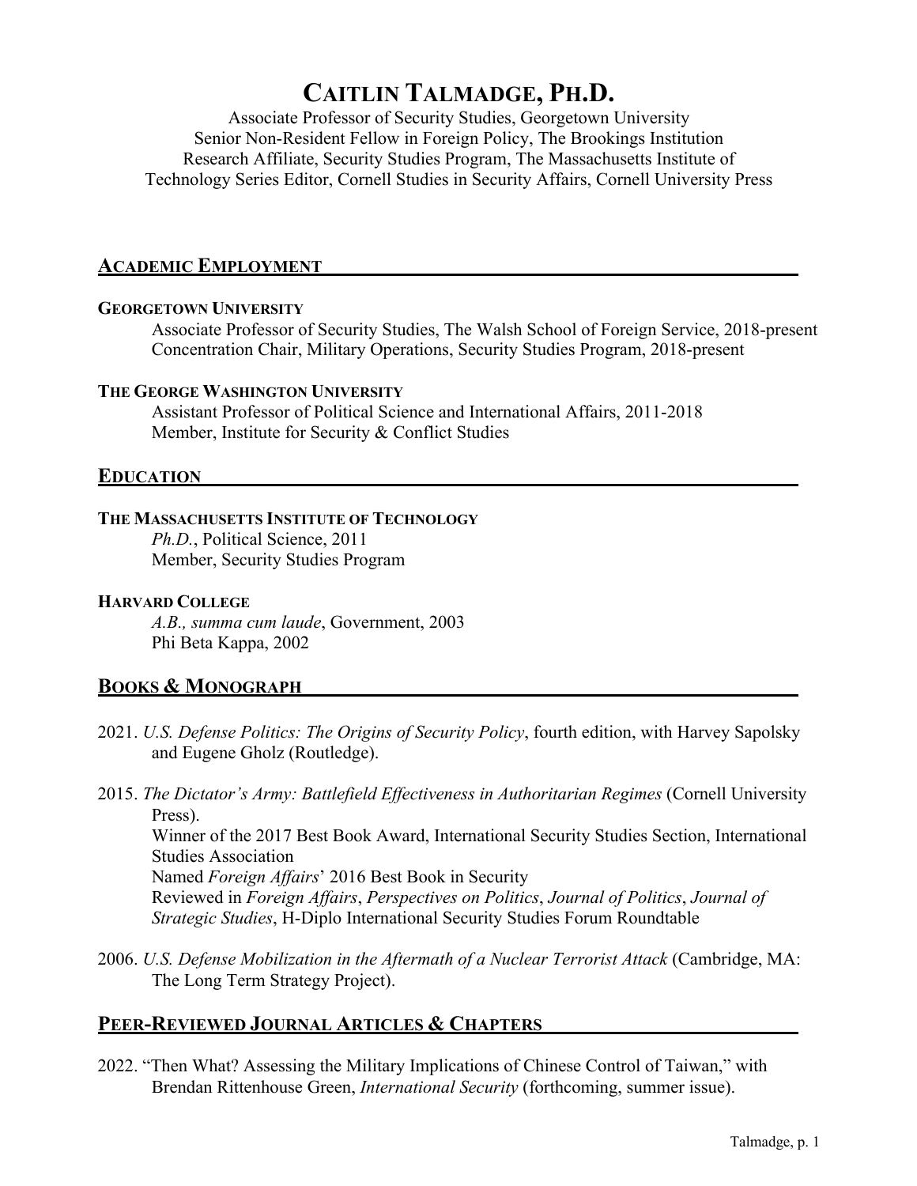# CAITLIN TALMADGE, PH.D.

Associate Professor of Security Studies, Georgetown University
Senior Non-Resident Fellow in Foreign Policy, The Brookings Institution
Research Affiliate, Security Studies Program, The Massachusetts Institute of Technology
Series Editor, Cornell Studies in Security Affairs, Cornell University Press

## ACADEMIC EMPLOYMENT

**GEORGETOWN UNIVERSITY**

Associate Professor of Security Studies, The Walsh School of Foreign Service, 2018-present
Concentration Chair, Military Operations, Security Studies Program, 2018-present

**THE GEORGE WASHINGTON UNIVERSITY**

Assistant Professor of Political Science and International Affairs, 2011-2018
Member, Institute for Security & Conflict Studies

## EDUCATION

**THE MASSACHUSETTS INSTITUTE OF TECHNOLOGY**

*Ph.D.*, Political Science, 2011
Member, Security Studies Program

**HARVARD COLLEGE**

*A.B., summa cum laude*, Government, 2003
Phi Beta Kappa, 2002

## BOOKS & MONOGRAPH

2021. *U.S. Defense Politics: The Origins of Security Policy*, fourth edition, with Harvey Sapolsky and Eugene Gholz (Routledge).

2015. *The Dictator's Army: Battlefield Effectiveness in Authoritarian Regimes* (Cornell University Press).
Winner of the 2017 Best Book Award, International Security Studies Section, International Studies Association
Named *Foreign Affairs*' 2016 Best Book in Security
Reviewed in *Foreign Affairs*, *Perspectives on Politics*, *Journal of Politics*, *Journal of Strategic Studies*, H-Diplo International Security Studies Forum Roundtable

2006. *U.S. Defense Mobilization in the Aftermath of a Nuclear Terrorist Attack* (Cambridge, MA: The Long Term Strategy Project).

## PEER-REVIEWED JOURNAL ARTICLES & CHAPTERS

2022. "Then What? Assessing the Military Implications of Chinese Control of Taiwan," with Brendan Rittenhouse Green, *International Security* (forthcoming, summer issue).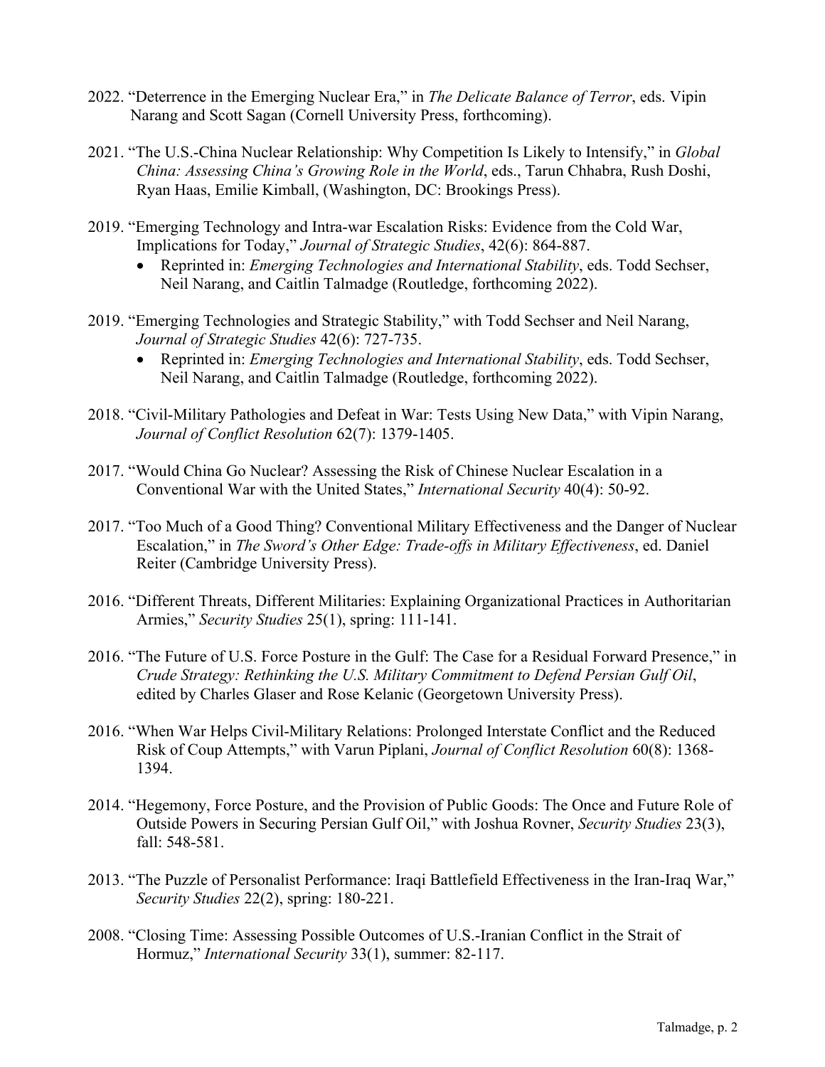2022. "Deterrence in the Emerging Nuclear Era," in *The Delicate Balance of Terror*, eds. Vipin Narang and Scott Sagan (Cornell University Press, forthcoming).

2021. "The U.S.-China Nuclear Relationship: Why Competition Is Likely to Intensify," in *Global China: Assessing China's Growing Role in the World*, eds., Tarun Chhabra, Rush Doshi, Ryan Haas, Emilie Kimball, (Washington, DC: Brookings Press).

2019. "Emerging Technology and Intra-war Escalation Risks: Evidence from the Cold War, Implications for Today," *Journal of Strategic Studies*, 42(6): 864-887.

- Reprinted in: *Emerging Technologies and International Stability*, eds. Todd Sechser, Neil Narang, and Caitlin Talmadge (Routledge, forthcoming 2022).

2019. "Emerging Technologies and Strategic Stability," with Todd Sechser and Neil Narang, *Journal of Strategic Studies* 42(6): 727-735.

- Reprinted in: *Emerging Technologies and International Stability*, eds. Todd Sechser, Neil Narang, and Caitlin Talmadge (Routledge, forthcoming 2022).

2018. "Civil-Military Pathologies and Defeat in War: Tests Using New Data," with Vipin Narang, *Journal of Conflict Resolution* 62(7): 1379-1405.

2017. "Would China Go Nuclear? Assessing the Risk of Chinese Nuclear Escalation in a Conventional War with the United States," *International Security* 40(4): 50-92.

2017. "Too Much of a Good Thing? Conventional Military Effectiveness and the Danger of Nuclear Escalation," in *The Sword's Other Edge: Trade-offs in Military Effectiveness*, ed. Daniel Reiter (Cambridge University Press).

2016. "Different Threats, Different Militaries: Explaining Organizational Practices in Authoritarian Armies," *Security Studies* 25(1), spring: 111-141.

2016. "The Future of U.S. Force Posture in the Gulf: The Case for a Residual Forward Presence," in *Crude Strategy: Rethinking the U.S. Military Commitment to Defend Persian Gulf Oil*, edited by Charles Glaser and Rose Kelanic (Georgetown University Press).

2016. "When War Helps Civil-Military Relations: Prolonged Interstate Conflict and the Reduced Risk of Coup Attempts," with Varun Piplani, *Journal of Conflict Resolution* 60(8): 1368-1394.

2014. "Hegemony, Force Posture, and the Provision of Public Goods: The Once and Future Role of Outside Powers in Securing Persian Gulf Oil," with Joshua Rovner, *Security Studies* 23(3), fall: 548-581.

2013. "The Puzzle of Personalist Performance: Iraqi Battlefield Effectiveness in the Iran-Iraq War," *Security Studies* 22(2), spring: 180-221.

2008. "Closing Time: Assessing Possible Outcomes of U.S.-Iranian Conflict in the Strait of Hormuz," *International Security* 33(1), summer: 82-117.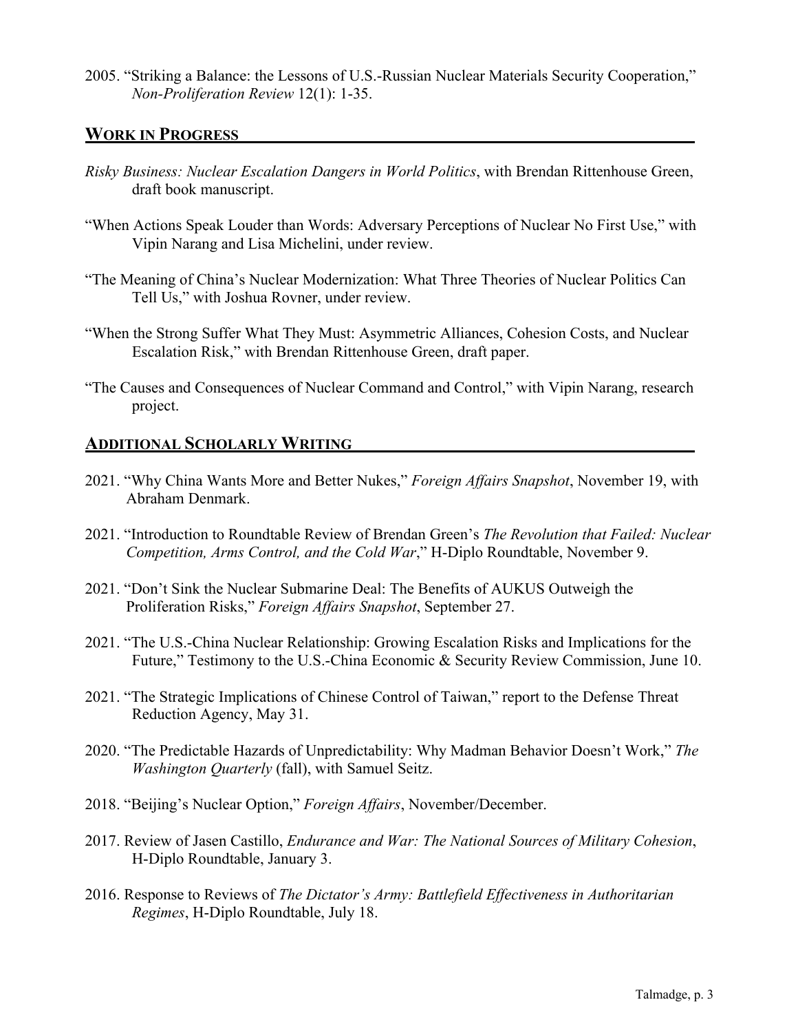2005. "Striking a Balance: the Lessons of U.S.-Russian Nuclear Materials Security Cooperation," *Non-Proliferation Review* 12(1): 1-35.

## WORK IN PROGRESS

*Risky Business: Nuclear Escalation Dangers in World Politics*, with Brendan Rittenhouse Green, draft book manuscript.

"When Actions Speak Louder than Words: Adversary Perceptions of Nuclear No First Use," with Vipin Narang and Lisa Michelini, under review.

"The Meaning of China's Nuclear Modernization: What Three Theories of Nuclear Politics Can Tell Us," with Joshua Rovner, under review.

"When the Strong Suffer What They Must: Asymmetric Alliances, Cohesion Costs, and Nuclear Escalation Risk," with Brendan Rittenhouse Green, draft paper.

"The Causes and Consequences of Nuclear Command and Control," with Vipin Narang, research project.

## ADDITIONAL SCHOLARLY WRITING

2021. "Why China Wants More and Better Nukes," *Foreign Affairs Snapshot*, November 19, with Abraham Denmark.

2021. "Introduction to Roundtable Review of Brendan Green's *The Revolution that Failed: Nuclear Competition, Arms Control, and the Cold War*," H-Diplo Roundtable, November 9.

2021. "Don't Sink the Nuclear Submarine Deal: The Benefits of AUKUS Outweigh the Proliferation Risks," *Foreign Affairs Snapshot*, September 27.

2021. "The U.S.-China Nuclear Relationship: Growing Escalation Risks and Implications for the Future," Testimony to the U.S.-China Economic & Security Review Commission, June 10.

2021. "The Strategic Implications of Chinese Control of Taiwan," report to the Defense Threat Reduction Agency, May 31.

2020. "The Predictable Hazards of Unpredictability: Why Madman Behavior Doesn't Work," *The Washington Quarterly* (fall), with Samuel Seitz.

2018. "Beijing's Nuclear Option," *Foreign Affairs*, November/December.

2017. Review of Jasen Castillo, *Endurance and War: The National Sources of Military Cohesion*, H-Diplo Roundtable, January 3.

2016. Response to Reviews of *The Dictator's Army: Battlefield Effectiveness in Authoritarian Regimes*, H-Diplo Roundtable, July 18.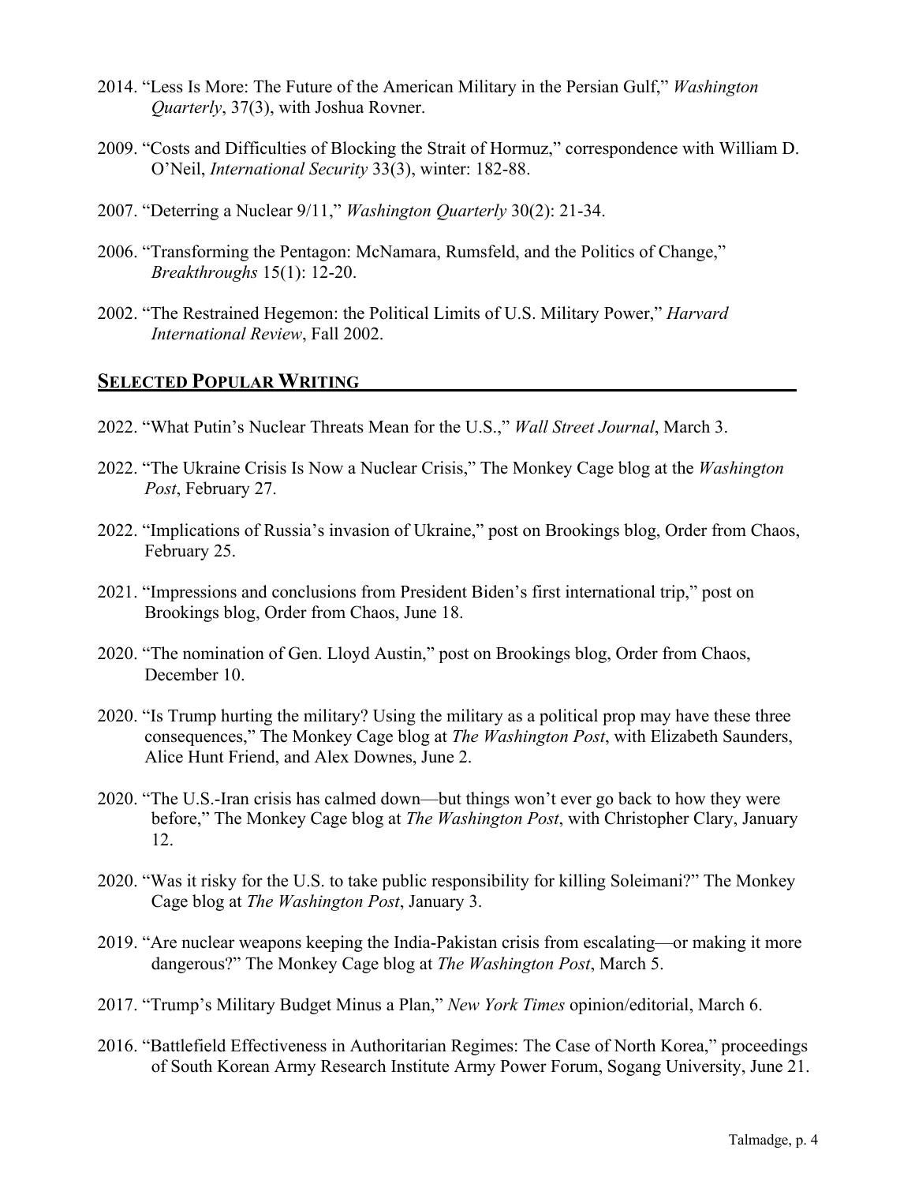2014. "Less Is More: The Future of the American Military in the Persian Gulf," *Washington Quarterly*, 37(3), with Joshua Rovner.

2009. "Costs and Difficulties of Blocking the Strait of Hormuz," correspondence with William D. O'Neil, *International Security* 33(3), winter: 182-88.

2007. "Deterring a Nuclear 9/11," *Washington Quarterly* 30(2): 21-34.

2006. "Transforming the Pentagon: McNamara, Rumsfeld, and the Politics of Change," *Breakthroughs* 15(1): 12-20.

2002. "The Restrained Hegemon: the Political Limits of U.S. Military Power," *Harvard International Review*, Fall 2002.

## Selected Popular Writing

2022. "What Putin's Nuclear Threats Mean for the U.S.," *Wall Street Journal*, March 3.

2022. "The Ukraine Crisis Is Now a Nuclear Crisis," The Monkey Cage blog at the *Washington Post*, February 27.

2022. "Implications of Russia's invasion of Ukraine," post on Brookings blog, Order from Chaos, February 25.

2021. "Impressions and conclusions from President Biden's first international trip," post on Brookings blog, Order from Chaos, June 18.

2020. "The nomination of Gen. Lloyd Austin," post on Brookings blog, Order from Chaos, December 10.

2020. "Is Trump hurting the military? Using the military as a political prop may have these three consequences," The Monkey Cage blog at *The Washington Post*, with Elizabeth Saunders, Alice Hunt Friend, and Alex Downes, June 2.

2020. "The U.S.-Iran crisis has calmed down—but things won't ever go back to how they were before," The Monkey Cage blog at *The Washington Post*, with Christopher Clary, January 12.

2020. "Was it risky for the U.S. to take public responsibility for killing Soleimani?" The Monkey Cage blog at *The Washington Post*, January 3.

2019. "Are nuclear weapons keeping the India-Pakistan crisis from escalating—or making it more dangerous?" The Monkey Cage blog at *The Washington Post*, March 5.

2017. "Trump's Military Budget Minus a Plan," *New York Times* opinion/editorial, March 6.

2016. "Battlefield Effectiveness in Authoritarian Regimes: The Case of North Korea," proceedings of South Korean Army Research Institute Army Power Forum, Sogang University, June 21.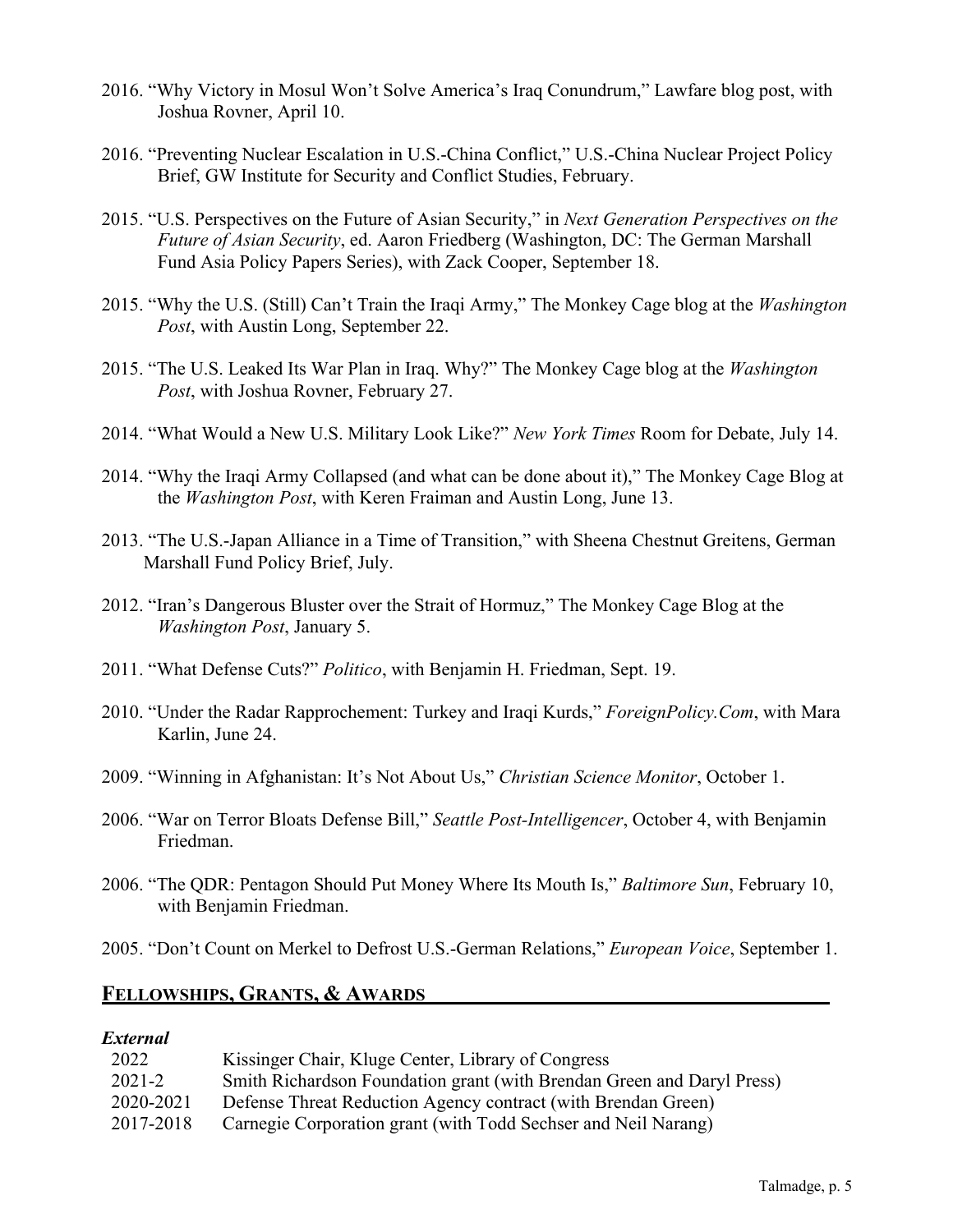2016. "Why Victory in Mosul Won't Solve America's Iraq Conundrum," Lawfare blog post, with Joshua Rovner, April 10.

2016. "Preventing Nuclear Escalation in U.S.-China Conflict," U.S.-China Nuclear Project Policy Brief, GW Institute for Security and Conflict Studies, February.

2015. "U.S. Perspectives on the Future of Asian Security," in *Next Generation Perspectives on the Future of Asian Security*, ed. Aaron Friedberg (Washington, DC: The German Marshall Fund Asia Policy Papers Series), with Zack Cooper, September 18.

2015. "Why the U.S. (Still) Can't Train the Iraqi Army," The Monkey Cage blog at the *Washington Post*, with Austin Long, September 22.

2015. "The U.S. Leaked Its War Plan in Iraq. Why?" The Monkey Cage blog at the *Washington Post*, with Joshua Rovner, February 27.

2014. "What Would a New U.S. Military Look Like?" *New York Times* Room for Debate, July 14.

2014. "Why the Iraqi Army Collapsed (and what can be done about it)," The Monkey Cage Blog at the *Washington Post*, with Keren Fraiman and Austin Long, June 13.

2013. "The U.S.-Japan Alliance in a Time of Transition," with Sheena Chestnut Greitens, German Marshall Fund Policy Brief, July.

2012. "Iran's Dangerous Bluster over the Strait of Hormuz," The Monkey Cage Blog at the *Washington Post*, January 5.

2011. "What Defense Cuts?" *Politico*, with Benjamin H. Friedman, Sept. 19.

2010. "Under the Radar Rapprochement: Turkey and Iraqi Kurds," *ForeignPolicy.Com*, with Mara Karlin, June 24.

2009. "Winning in Afghanistan: It's Not About Us," *Christian Science Monitor*, October 1.

2006. "War on Terror Bloats Defense Bill," *Seattle Post-Intelligencer*, October 4, with Benjamin Friedman.

2006. "The QDR: Pentagon Should Put Money Where Its Mouth Is," *Baltimore Sun*, February 10, with Benjamin Friedman.

2005. "Don't Count on Merkel to Defrost U.S.-German Relations," *European Voice*, September 1.

## Fellowships, Grants, & Awards

***External***

| | |
|---|---|
| 2022 | Kissinger Chair, Kluge Center, Library of Congress |
| 2021-2 | Smith Richardson Foundation grant (with Brendan Green and Daryl Press) |
| 2020-2021 | Defense Threat Reduction Agency contract (with Brendan Green) |
| 2017-2018 | Carnegie Corporation grant (with Todd Sechser and Neil Narang) |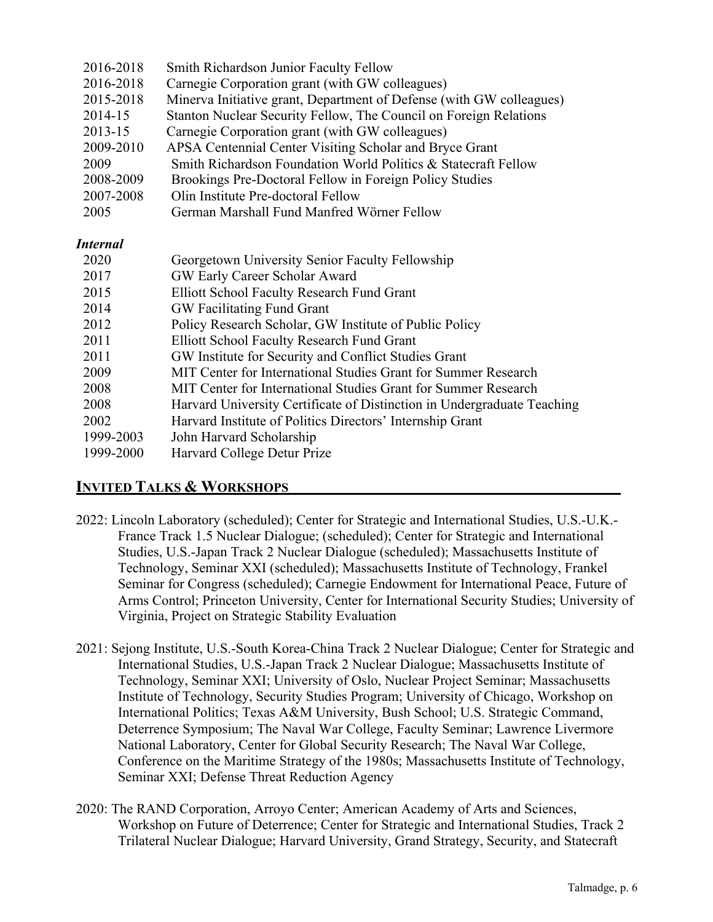| | |
|---|---|
| 2016-2018 | Smith Richardson Junior Faculty Fellow |
| 2016-2018 | Carnegie Corporation grant (with GW colleagues) |
| 2015-2018 | Minerva Initiative grant, Department of Defense (with GW colleagues) |
| 2014-15 | Stanton Nuclear Security Fellow, The Council on Foreign Relations |
| 2013-15 | Carnegie Corporation grant (with GW colleagues) |
| 2009-2010 | APSA Centennial Center Visiting Scholar and Bryce Grant |
| 2009 | Smith Richardson Foundation World Politics & Statecraft Fellow |
| 2008-2009 | Brookings Pre-Doctoral Fellow in Foreign Policy Studies |
| 2007-2008 | Olin Institute Pre-doctoral Fellow |
| 2005 | German Marshall Fund Manfred Wörner Fellow |

***Internal***

| | |
|---|---|
| 2020 | Georgetown University Senior Faculty Fellowship |
| 2017 | GW Early Career Scholar Award |
| 2015 | Elliott School Faculty Research Fund Grant |
| 2014 | GW Facilitating Fund Grant |
| 2012 | Policy Research Scholar, GW Institute of Public Policy |
| 2011 | Elliott School Faculty Research Fund Grant |
| 2011 | GW Institute for Security and Conflict Studies Grant |
| 2009 | MIT Center for International Studies Grant for Summer Research |
| 2008 | MIT Center for International Studies Grant for Summer Research |
| 2008 | Harvard University Certificate of Distinction in Undergraduate Teaching |
| 2002 | Harvard Institute of Politics Directors' Internship Grant |
| 1999-2003 | John Harvard Scholarship |
| 1999-2000 | Harvard College Detur Prize |

## INVITED TALKS & WORKSHOPS

2022: Lincoln Laboratory (scheduled); Center for Strategic and International Studies, U.S.-U.K.-France Track 1.5 Nuclear Dialogue; (scheduled); Center for Strategic and International Studies, U.S.-Japan Track 2 Nuclear Dialogue (scheduled); Massachusetts Institute of Technology, Seminar XXI (scheduled); Massachusetts Institute of Technology, Frankel Seminar for Congress (scheduled); Carnegie Endowment for International Peace, Future of Arms Control; Princeton University, Center for International Security Studies; University of Virginia, Project on Strategic Stability Evaluation

2021: Sejong Institute, U.S.-South Korea-China Track 2 Nuclear Dialogue; Center for Strategic and International Studies, U.S.-Japan Track 2 Nuclear Dialogue; Massachusetts Institute of Technology, Seminar XXI; University of Oslo, Nuclear Project Seminar; Massachusetts Institute of Technology, Security Studies Program; University of Chicago, Workshop on International Politics; Texas A&M University, Bush School; U.S. Strategic Command, Deterrence Symposium; The Naval War College, Faculty Seminar; Lawrence Livermore National Laboratory, Center for Global Security Research; The Naval War College, Conference on the Maritime Strategy of the 1980s; Massachusetts Institute of Technology, Seminar XXI; Defense Threat Reduction Agency

2020: The RAND Corporation, Arroyo Center; American Academy of Arts and Sciences, Workshop on Future of Deterrence; Center for Strategic and International Studies, Track 2 Trilateral Nuclear Dialogue; Harvard University, Grand Strategy, Security, and Statecraft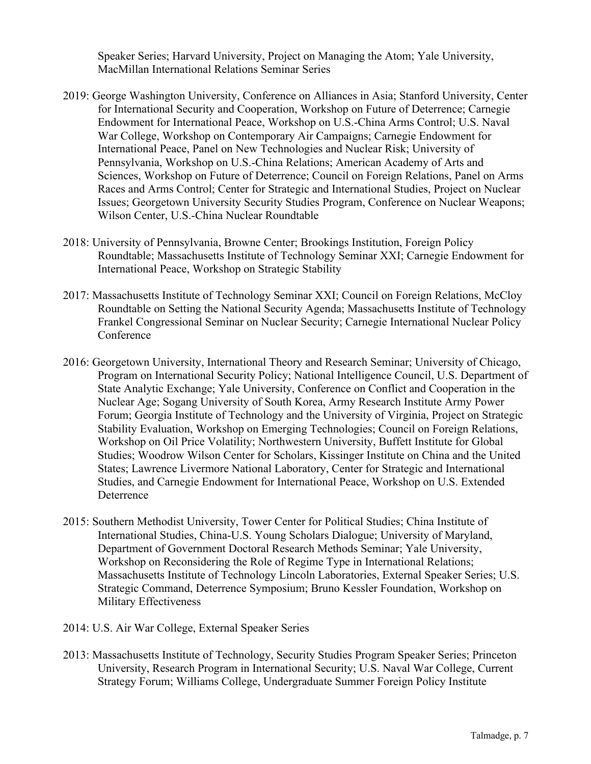Speaker Series; Harvard University, Project on Managing the Atom; Yale University, MacMillan International Relations Seminar Series

2019: George Washington University, Conference on Alliances in Asia; Stanford University, Center for International Security and Cooperation, Workshop on Future of Deterrence; Carnegie Endowment for International Peace, Workshop on U.S.-China Arms Control; U.S. Naval War College, Workshop on Contemporary Air Campaigns; Carnegie Endowment for International Peace, Panel on New Technologies and Nuclear Risk; University of Pennsylvania, Workshop on U.S.-China Relations; American Academy of Arts and Sciences, Workshop on Future of Deterrence; Council on Foreign Relations, Panel on Arms Races and Arms Control; Center for Strategic and International Studies, Project on Nuclear Issues; Georgetown University Security Studies Program, Conference on Nuclear Weapons; Wilson Center, U.S.-China Nuclear Roundtable

2018: University of Pennsylvania, Browne Center; Brookings Institution, Foreign Policy Roundtable; Massachusetts Institute of Technology Seminar XXI; Carnegie Endowment for International Peace, Workshop on Strategic Stability

2017: Massachusetts Institute of Technology Seminar XXI; Council on Foreign Relations, McCloy Roundtable on Setting the National Security Agenda; Massachusetts Institute of Technology Frankel Congressional Seminar on Nuclear Security; Carnegie International Nuclear Policy Conference

2016: Georgetown University, International Theory and Research Seminar; University of Chicago, Program on International Security Policy; National Intelligence Council, U.S. Department of State Analytic Exchange; Yale University, Conference on Conflict and Cooperation in the Nuclear Age; Sogang University of South Korea, Army Research Institute Army Power Forum; Georgia Institute of Technology and the University of Virginia, Project on Strategic Stability Evaluation, Workshop on Emerging Technologies; Council on Foreign Relations, Workshop on Oil Price Volatility; Northwestern University, Buffett Institute for Global Studies; Woodrow Wilson Center for Scholars, Kissinger Institute on China and the United States; Lawrence Livermore National Laboratory, Center for Strategic and International Studies, and Carnegie Endowment for International Peace, Workshop on U.S. Extended Deterrence

2015: Southern Methodist University, Tower Center for Political Studies; China Institute of International Studies, China-U.S. Young Scholars Dialogue; University of Maryland, Department of Government Doctoral Research Methods Seminar; Yale University, Workshop on Reconsidering the Role of Regime Type in International Relations; Massachusetts Institute of Technology Lincoln Laboratories, External Speaker Series; U.S. Strategic Command, Deterrence Symposium; Bruno Kessler Foundation, Workshop on Military Effectiveness

2014: U.S. Air War College, External Speaker Series

2013: Massachusetts Institute of Technology, Security Studies Program Speaker Series; Princeton University, Research Program in International Security; U.S. Naval War College, Current Strategy Forum; Williams College, Undergraduate Summer Foreign Policy Institute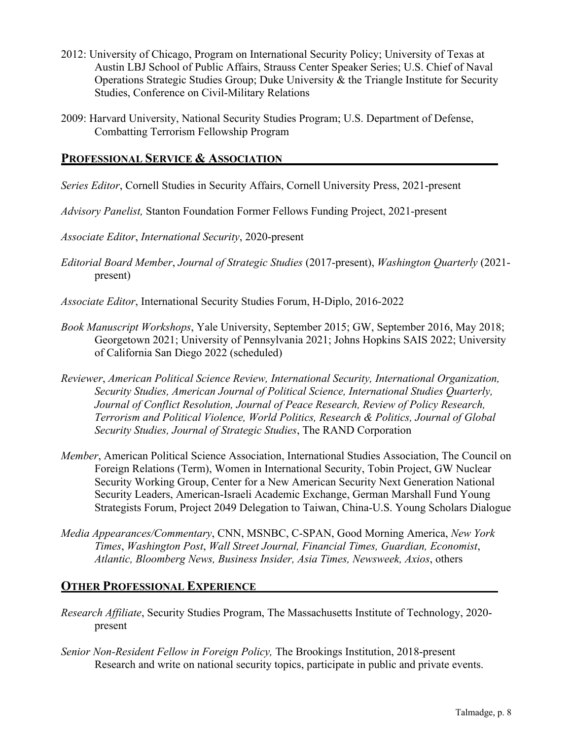2012: University of Chicago, Program on International Security Policy; University of Texas at Austin LBJ School of Public Affairs, Strauss Center Speaker Series; U.S. Chief of Naval Operations Strategic Studies Group; Duke University & the Triangle Institute for Security Studies, Conference on Civil-Military Relations

2009: Harvard University, National Security Studies Program; U.S. Department of Defense, Combatting Terrorism Fellowship Program

## PROFESSIONAL SERVICE & ASSOCIATION

*Series Editor*, Cornell Studies in Security Affairs, Cornell University Press, 2021-present

*Advisory Panelist,* Stanton Foundation Former Fellows Funding Project, 2021-present

*Associate Editor*, *International Security*, 2020-present

*Editorial Board Member*, *Journal of Strategic Studies* (2017-present), *Washington Quarterly* (2021-present)

*Associate Editor*, International Security Studies Forum, H-Diplo, 2016-2022

*Book Manuscript Workshops*, Yale University, September 2015; GW, September 2016, May 2018; Georgetown 2021; University of Pennsylvania 2021; Johns Hopkins SAIS 2022; University of California San Diego 2022 (scheduled)

*Reviewer*, *American Political Science Review, International Security, International Organization, Security Studies, American Journal of Political Science, International Studies Quarterly, Journal of Conflict Resolution, Journal of Peace Research, Review of Policy Research, Terrorism and Political Violence, World Politics, Research & Politics, Journal of Global Security Studies, Journal of Strategic Studies*, The RAND Corporation

*Member*, American Political Science Association, International Studies Association, The Council on Foreign Relations (Term), Women in International Security, Tobin Project, GW Nuclear Security Working Group, Center for a New American Security Next Generation National Security Leaders, American-Israeli Academic Exchange, German Marshall Fund Young Strategists Forum, Project 2049 Delegation to Taiwan, China-U.S. Young Scholars Dialogue

*Media Appearances/Commentary*, CNN, MSNBC, C-SPAN, Good Morning America, *New York Times*, *Washington Post*, *Wall Street Journal, Financial Times, Guardian, Economist*, *Atlantic, Bloomberg News, Business Insider, Asia Times, Newsweek, Axios*, others

## OTHER PROFESSIONAL EXPERIENCE

*Research Affiliate*, Security Studies Program, The Massachusetts Institute of Technology, 2020-present

*Senior Non-Resident Fellow in Foreign Policy,* The Brookings Institution, 2018-present
Research and write on national security topics, participate in public and private events.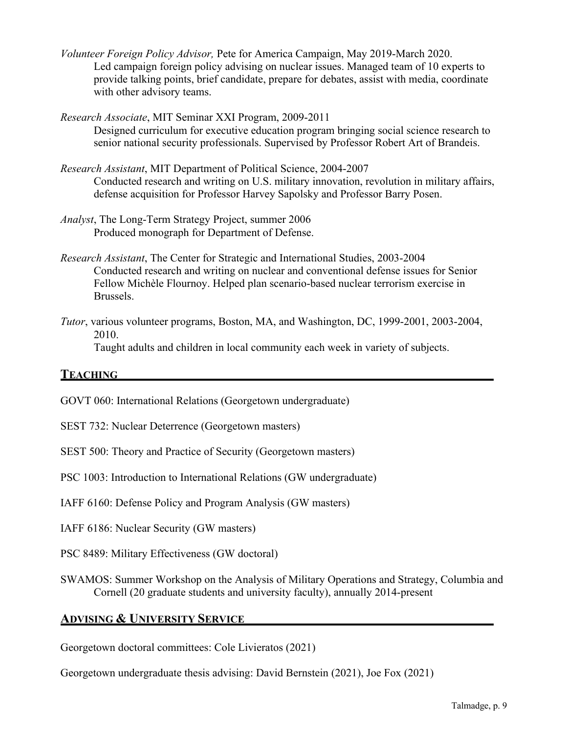*Volunteer Foreign Policy Advisor,* Pete for America Campaign, May 2019-March 2020.
Led campaign foreign policy advising on nuclear issues. Managed team of 10 experts to provide talking points, brief candidate, prepare for debates, assist with media, coordinate with other advisory teams.

*Research Associate*, MIT Seminar XXI Program, 2009-2011
Designed curriculum for executive education program bringing social science research to senior national security professionals. Supervised by Professor Robert Art of Brandeis.

*Research Assistant*, MIT Department of Political Science, 2004-2007
Conducted research and writing on U.S. military innovation, revolution in military affairs, defense acquisition for Professor Harvey Sapolsky and Professor Barry Posen.

*Analyst*, The Long-Term Strategy Project, summer 2006
Produced monograph for Department of Defense.

*Research Assistant*, The Center for Strategic and International Studies, 2003-2004
Conducted research and writing on nuclear and conventional defense issues for Senior Fellow Michèle Flournoy. Helped plan scenario-based nuclear terrorism exercise in Brussels.

*Tutor*, various volunteer programs, Boston, MA, and Washington, DC, 1999-2001, 2003-2004, 2010.
Taught adults and children in local community each week in variety of subjects.

## TEACHING

GOVT 060: International Relations (Georgetown undergraduate)

SEST 732: Nuclear Deterrence (Georgetown masters)

SEST 500: Theory and Practice of Security (Georgetown masters)

PSC 1003: Introduction to International Relations (GW undergraduate)

IAFF 6160: Defense Policy and Program Analysis (GW masters)

IAFF 6186: Nuclear Security (GW masters)

PSC 8489: Military Effectiveness (GW doctoral)

SWAMOS: Summer Workshop on the Analysis of Military Operations and Strategy, Columbia and Cornell (20 graduate students and university faculty), annually 2014-present

## ADVISING & UNIVERSITY SERVICE

Georgetown doctoral committees: Cole Livieratos (2021)

Georgetown undergraduate thesis advising: David Bernstein (2021), Joe Fox (2021)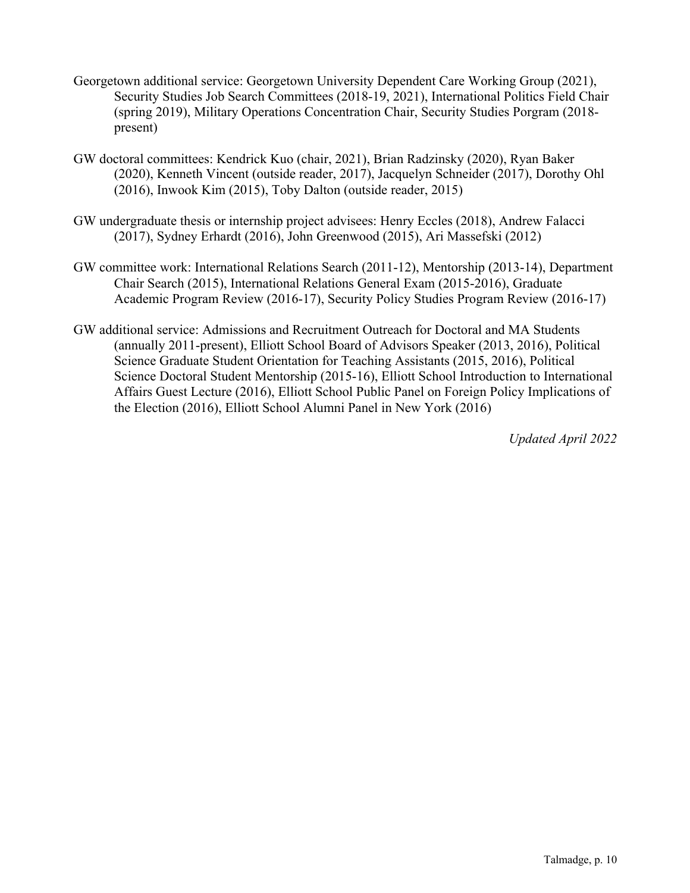Georgetown additional service: Georgetown University Dependent Care Working Group (2021), Security Studies Job Search Committees (2018-19, 2021), International Politics Field Chair (spring 2019), Military Operations Concentration Chair, Security Studies Porgram (2018-present)

GW doctoral committees: Kendrick Kuo (chair, 2021), Brian Radzinsky (2020), Ryan Baker (2020), Kenneth Vincent (outside reader, 2017), Jacquelyn Schneider (2017), Dorothy Ohl (2016), Inwook Kim (2015), Toby Dalton (outside reader, 2015)

GW undergraduate thesis or internship project advisees: Henry Eccles (2018), Andrew Falacci (2017), Sydney Erhardt (2016), John Greenwood (2015), Ari Massefski (2012)

GW committee work: International Relations Search (2011-12), Mentorship (2013-14), Department Chair Search (2015), International Relations General Exam (2015-2016), Graduate Academic Program Review (2016-17), Security Policy Studies Program Review (2016-17)

GW additional service: Admissions and Recruitment Outreach for Doctoral and MA Students (annually 2011-present), Elliott School Board of Advisors Speaker (2013, 2016), Political Science Graduate Student Orientation for Teaching Assistants (2015, 2016), Political Science Doctoral Student Mentorship (2015-16), Elliott School Introduction to International Affairs Guest Lecture (2016), Elliott School Public Panel on Foreign Policy Implications of the Election (2016), Elliott School Alumni Panel in New York (2016)

*Updated April 2022*